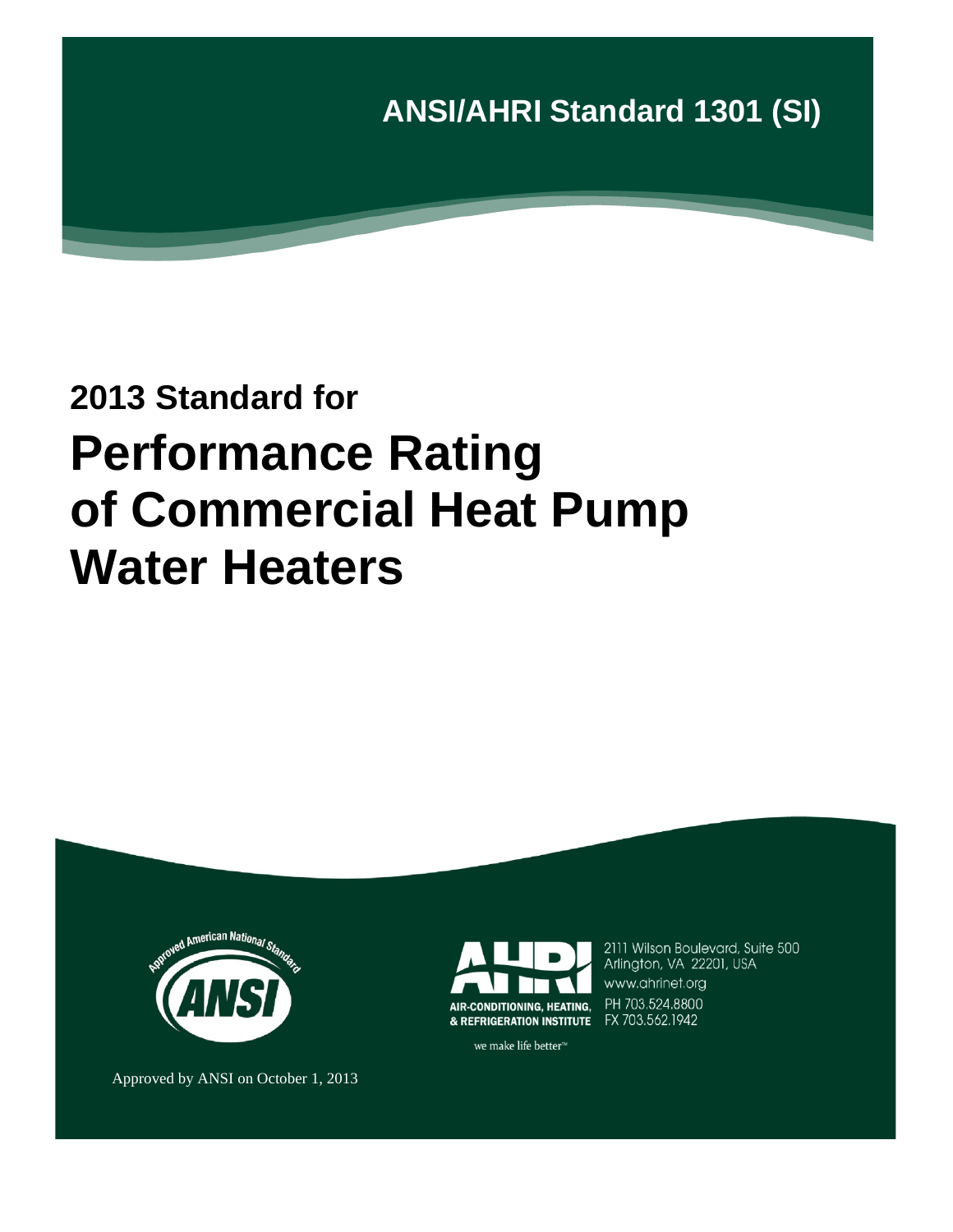ANSI/AHRI Standard 1301 (SI)

**2013 Standard for**

# Performance Rating of Commercial Heat Pump Water Heaters

Approved by ANSI on October 1, 2013

AIR-CONDITIONING, HEATING, & REFRIGERATION INSTITUTE

we make life better™

2111 Wilson Boulevard, Suite 500
Arlington, VA 22201, USA
www.ahrinet.org
PH 703.524.8800
FX 703.562.1942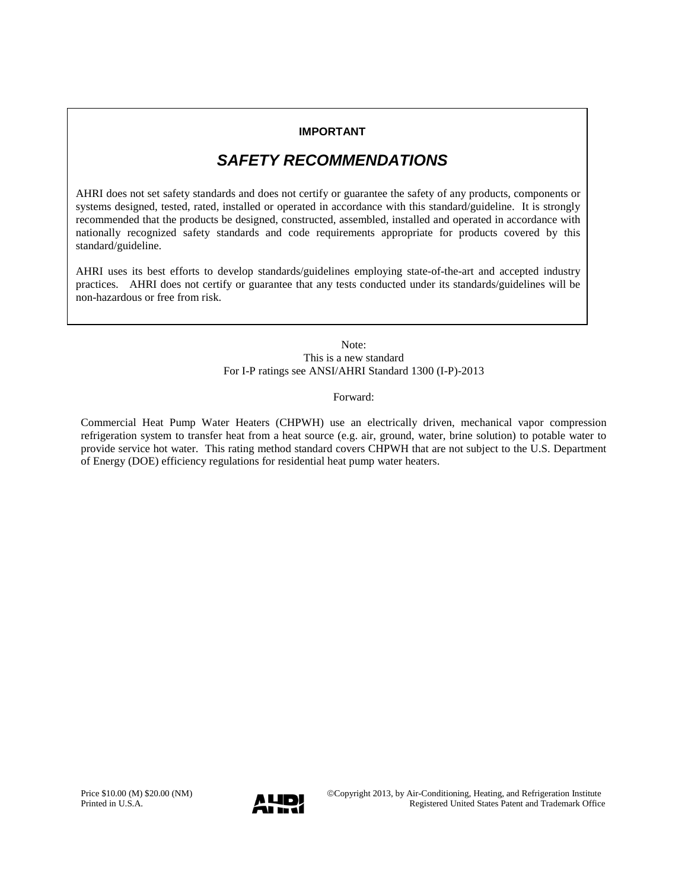**IMPORTANT**

## *SAFETY RECOMMENDATIONS*

AHRI does not set safety standards and does not certify or guarantee the safety of any products, components or systems designed, tested, rated, installed or operated in accordance with this standard/guideline. It is strongly recommended that the products be designed, constructed, assembled, installed and operated in accordance with nationally recognized safety standards and code requirements appropriate for products covered by this standard/guideline.

AHRI uses its best efforts to develop standards/guidelines employing state-of-the-art and accepted industry practices. AHRI does not certify or guarantee that any tests conducted under its standards/guidelines will be non-hazardous or free from risk.

Note:
This is a new standard
For I-P ratings see ANSI/AHRI Standard 1300 (I-P)-2013

Forward:

Commercial Heat Pump Water Heaters (CHPWH) use an electrically driven, mechanical vapor compression refrigeration system to transfer heat from a heat source (e.g. air, ground, water, brine solution) to potable water to provide service hot water. This rating method standard covers CHPWH that are not subject to the U.S. Department of Energy (DOE) efficiency regulations for residential heat pump water heaters.

Price $10.00 (M) $20.00 (NM)
Printed in U.S.A.

©Copyright 2013, by Air-Conditioning, Heating, and Refrigeration Institute
Registered United States Patent and Trademark Office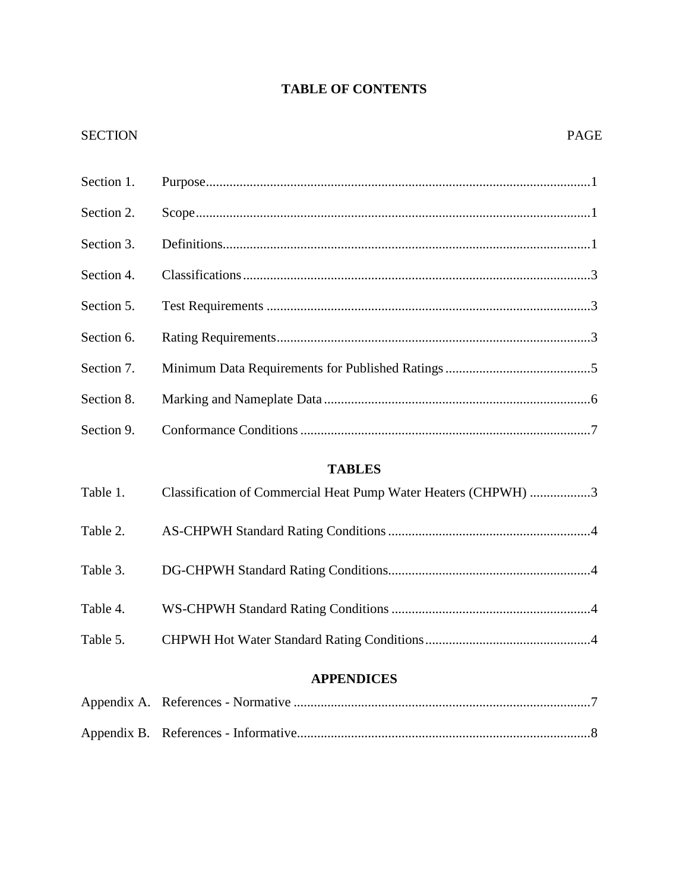# TABLE OF CONTENTS

| SECTION | | PAGE |
|---|---|---|
| Section 1. | Purpose | 1 |
| Section 2. | Scope | 1 |
| Section 3. | Definitions | 1 |
| Section 4. | Classifications | 3 |
| Section 5. | Test Requirements | 3 |
| Section 6. | Rating Requirements | 3 |
| Section 7. | Minimum Data Requirements for Published Ratings | 5 |
| Section 8. | Marking and Nameplate Data | 6 |
| Section 9. | Conformance Conditions | 7 |

## TABLES

| | | |
|---|---|---|
| Table 1. | Classification of Commercial Heat Pump Water Heaters (CHPWH) | 3 |
| Table 2. | AS-CHPWH Standard Rating Conditions | 4 |
| Table 3. | DG-CHPWH Standard Rating Conditions | 4 |
| Table 4. | WS-CHPWH Standard Rating Conditions | 4 |
| Table 5. | CHPWH Hot Water Standard Rating Conditions | 4 |

## APPENDICES

| | | |
|---|---|---|
| Appendix A. | References - Normative | 7 |
| Appendix B. | References - Informative | 8 |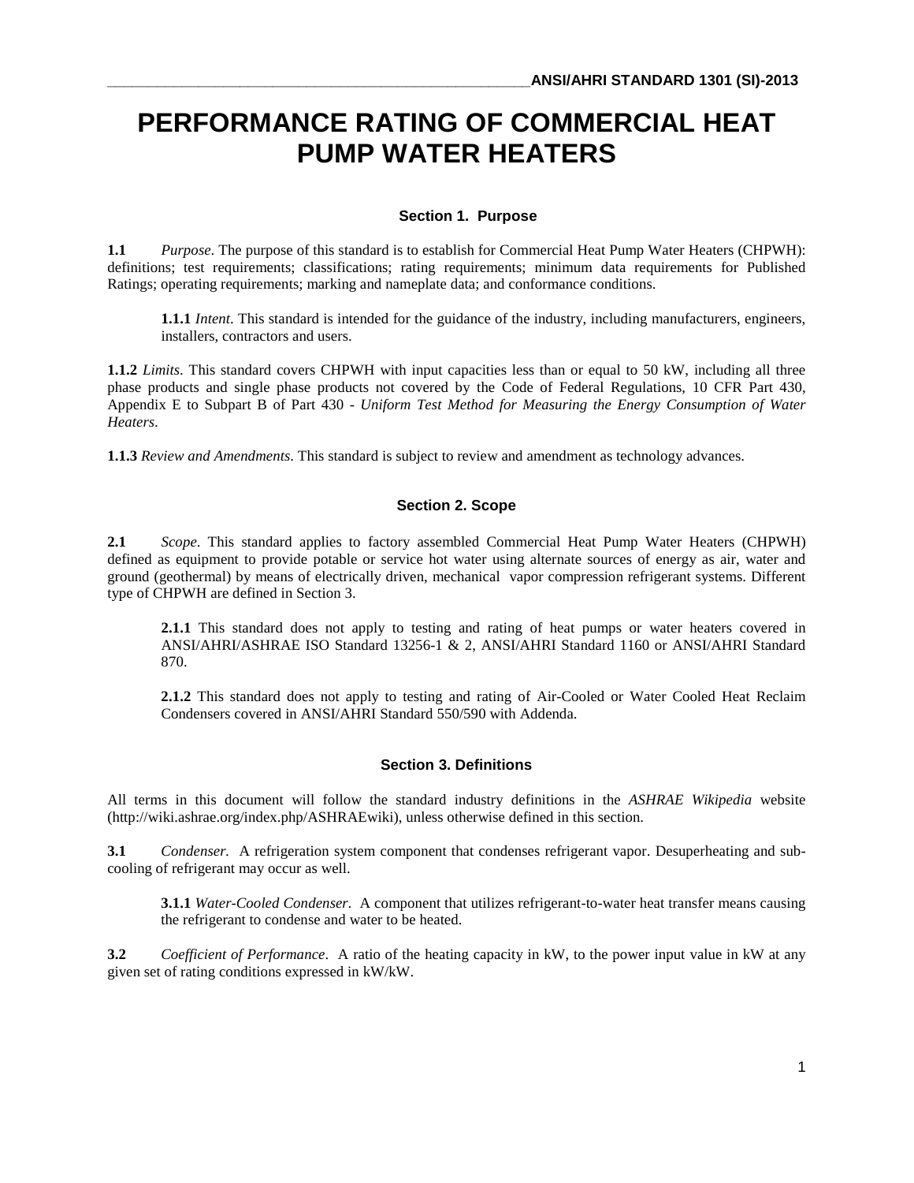# PERFORMANCE RATING OF COMMERCIAL HEAT PUMP WATER HEATERS

### Section 1. Purpose

**1.1** *Purpose*. The purpose of this standard is to establish for Commercial Heat Pump Water Heaters (CHPWH): definitions; test requirements; classifications; rating requirements; minimum data requirements for Published Ratings; operating requirements; marking and nameplate data; and conformance conditions.

> **1.1.1** *Intent*. This standard is intended for the guidance of the industry, including manufacturers, engineers, installers, contractors and users.

**1.1.2** *Limits*. This standard covers CHPWH with input capacities less than or equal to 50 kW, including all three phase products and single phase products not covered by the Code of Federal Regulations, 10 CFR Part 430, Appendix E to Subpart B of Part 430 - *Uniform Test Method for Measuring the Energy Consumption of Water Heaters*.

**1.1.3** *Review and Amendments*. This standard is subject to review and amendment as technology advances.

### Section 2. Scope

**2.1** *Scope*. This standard applies to factory assembled Commercial Heat Pump Water Heaters (CHPWH) defined as equipment to provide potable or service hot water using alternate sources of energy as air, water and ground (geothermal) by means of electrically driven, mechanical vapor compression refrigerant systems. Different type of CHPWH are defined in Section 3.

> **2.1.1** This standard does not apply to testing and rating of heat pumps or water heaters covered in ANSI/AHRI/ASHRAE ISO Standard 13256-1 & 2, ANSI/AHRI Standard 1160 or ANSI/AHRI Standard 870.
>
> **2.1.2** This standard does not apply to testing and rating of Air-Cooled or Water Cooled Heat Reclaim Condensers covered in ANSI/AHRI Standard 550/590 with Addenda.

### Section 3. Definitions

All terms in this document will follow the standard industry definitions in the *ASHRAE Wikipedia* website (http://wiki.ashrae.org/index.php/ASHRAEwiki), unless otherwise defined in this section.

**3.1** *Condenser.* A refrigeration system component that condenses refrigerant vapor. Desuperheating and sub-cooling of refrigerant may occur as well.

> **3.1.1** *Water-Cooled Condenser*. A component that utilizes refrigerant-to-water heat transfer means causing the refrigerant to condense and water to be heated.

**3.2** *Coefficient of Performance*. A ratio of the heating capacity in kW, to the power input value in kW at any given set of rating conditions expressed in kW/kW.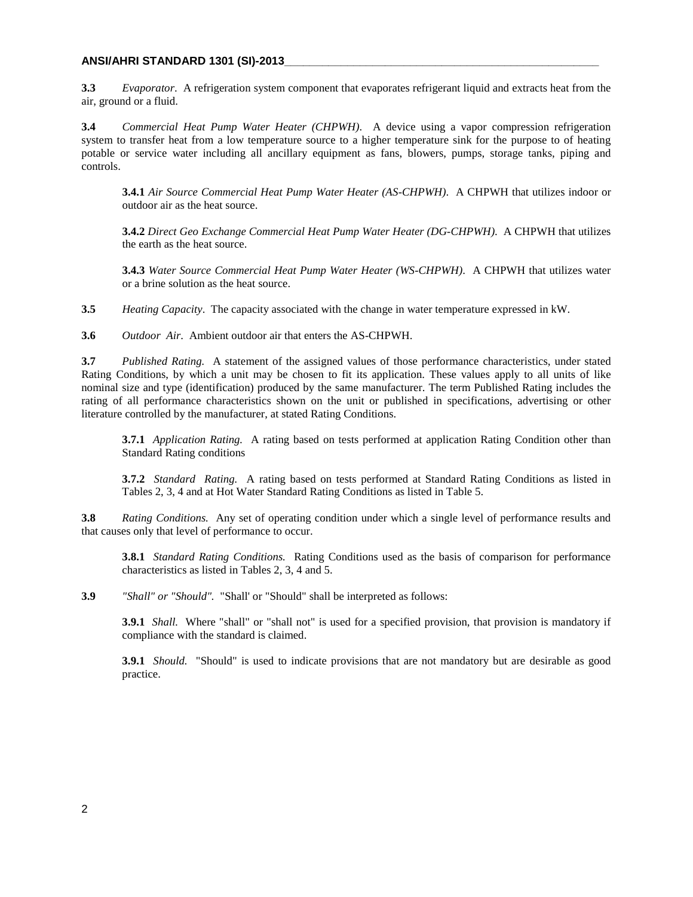**3.3** *Evaporator*. A refrigeration system component that evaporates refrigerant liquid and extracts heat from the air, ground or a fluid.

**3.4** *Commercial Heat Pump Water Heater (CHPWH)*. A device using a vapor compression refrigeration system to transfer heat from a low temperature source to a higher temperature sink for the purpose to of heating potable or service water including all ancillary equipment as fans, blowers, pumps, storage tanks, piping and controls.

> **3.4.1** *Air Source Commercial Heat Pump Water Heater (AS-CHPWH)*. A CHPWH that utilizes indoor or outdoor air as the heat source.
>
> **3.4.2** *Direct Geo Exchange Commercial Heat Pump Water Heater (DG-CHPWH)*. A CHPWH that utilizes the earth as the heat source.
>
> **3.4.3** *Water Source Commercial Heat Pump Water Heater (WS-CHPWH)*. A CHPWH that utilizes water or a brine solution as the heat source.

**3.5** *Heating Capacity*. The capacity associated with the change in water temperature expressed in kW.

**3.6** *Outdoor Air*. Ambient outdoor air that enters the AS-CHPWH.

**3.7** *Published Rating.* A statement of the assigned values of those performance characteristics, under stated Rating Conditions, by which a unit may be chosen to fit its application. These values apply to all units of like nominal size and type (identification) produced by the same manufacturer. The term Published Rating includes the rating of all performance characteristics shown on the unit or published in specifications, advertising or other literature controlled by the manufacturer, at stated Rating Conditions.

> **3.7.1** *Application Rating.* A rating based on tests performed at application Rating Condition other than Standard Rating conditions
>
> **3.7.2** *Standard Rating.* A rating based on tests performed at Standard Rating Conditions as listed in Tables 2, 3, 4 and at Hot Water Standard Rating Conditions as listed in Table 5.

**3.8** *Rating Conditions.* Any set of operating condition under which a single level of performance results and that causes only that level of performance to occur.

> **3.8.1** *Standard Rating Conditions.* Rating Conditions used as the basis of comparison for performance characteristics as listed in Tables 2, 3, 4 and 5.

**3.9** *"Shall" or "Should".* "Shall' or "Should" shall be interpreted as follows:

> **3.9.1** *Shall.* Where "shall" or "shall not" is used for a specified provision, that provision is mandatory if compliance with the standard is claimed.
>
> **3.9.1** *Should.* "Should" is used to indicate provisions that are not mandatory but are desirable as good practice.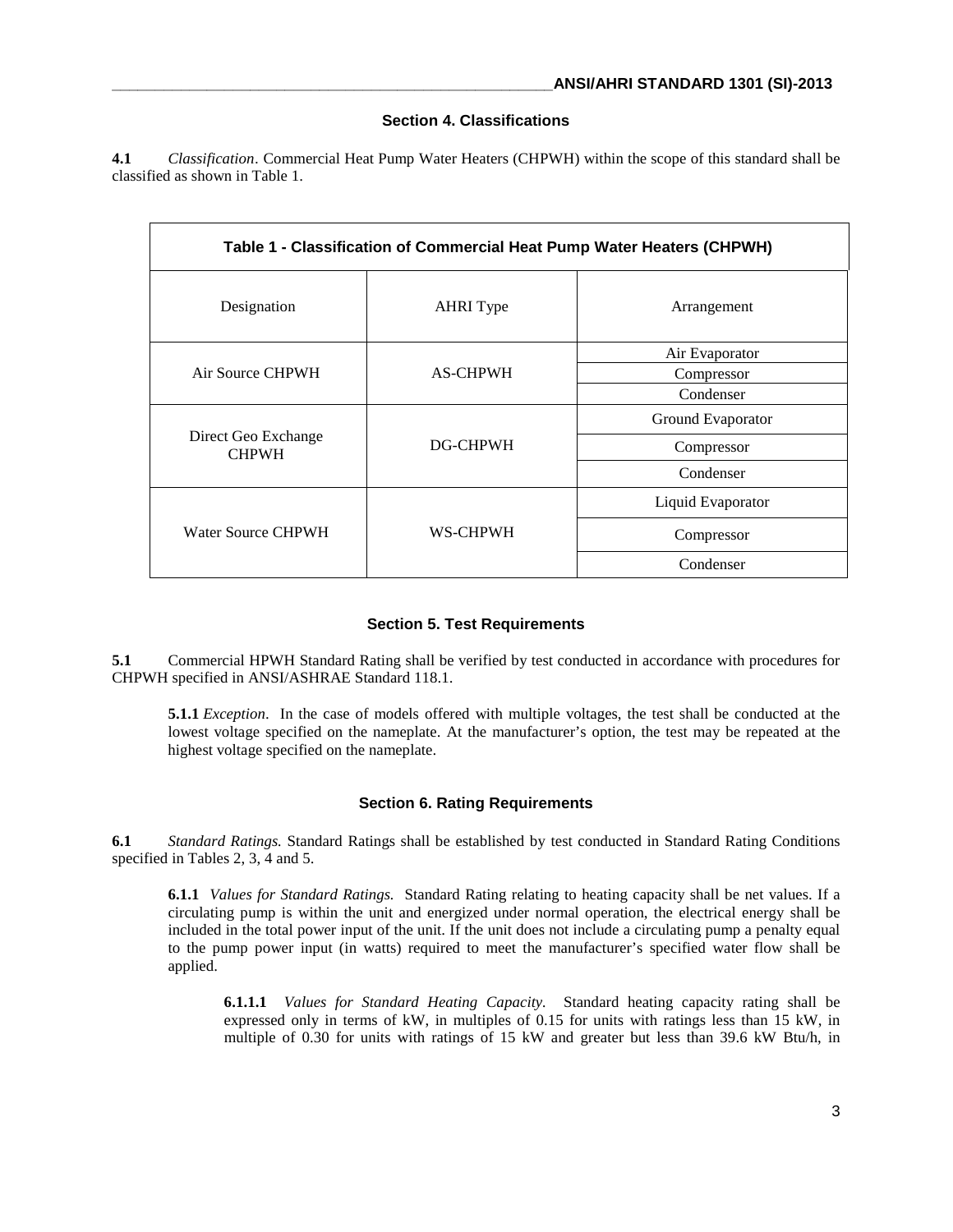## Section 4. Classifications

**4.1** *Classification*. Commercial Heat Pump Water Heaters (CHPWH) within the scope of this standard shall be classified as shown in Table 1.

**Table 1 - Classification of Commercial Heat Pump Water Heaters (CHPWH)**

| Designation | AHRI Type | Arrangement |
|---|---|---|
| Air Source CHPWH | AS-CHPWH | Air Evaporator |
| | | Compressor |
| | | Condenser |
| Direct Geo Exchange CHPWH | DG-CHPWH | Ground Evaporator |
| | | Compressor |
| | | Condenser |
| Water Source CHPWH | WS-CHPWH | Liquid Evaporator |
| | | Compressor |
| | | Condenser |

## Section 5. Test Requirements

**5.1** Commercial HPWH Standard Rating shall be verified by test conducted in accordance with procedures for CHPWH specified in ANSI/ASHRAE Standard 118.1.

**5.1.1** *Exception*. In the case of models offered with multiple voltages, the test shall be conducted at the lowest voltage specified on the nameplate. At the manufacturer's option, the test may be repeated at the highest voltage specified on the nameplate.

## Section 6. Rating Requirements

**6.1** *Standard Ratings.* Standard Ratings shall be established by test conducted in Standard Rating Conditions specified in Tables 2, 3, 4 and 5.

**6.1.1** *Values for Standard Ratings.* Standard Rating relating to heating capacity shall be net values. If a circulating pump is within the unit and energized under normal operation, the electrical energy shall be included in the total power input of the unit. If the unit does not include a circulating pump a penalty equal to the pump power input (in watts) required to meet the manufacturer's specified water flow shall be applied.

**6.1.1.1** *Values for Standard Heating Capacity.* Standard heating capacity rating shall be expressed only in terms of kW, in multiples of 0.15 for units with ratings less than 15 kW, in multiple of 0.30 for units with ratings of 15 kW and greater but less than 39.6 kW Btu/h, in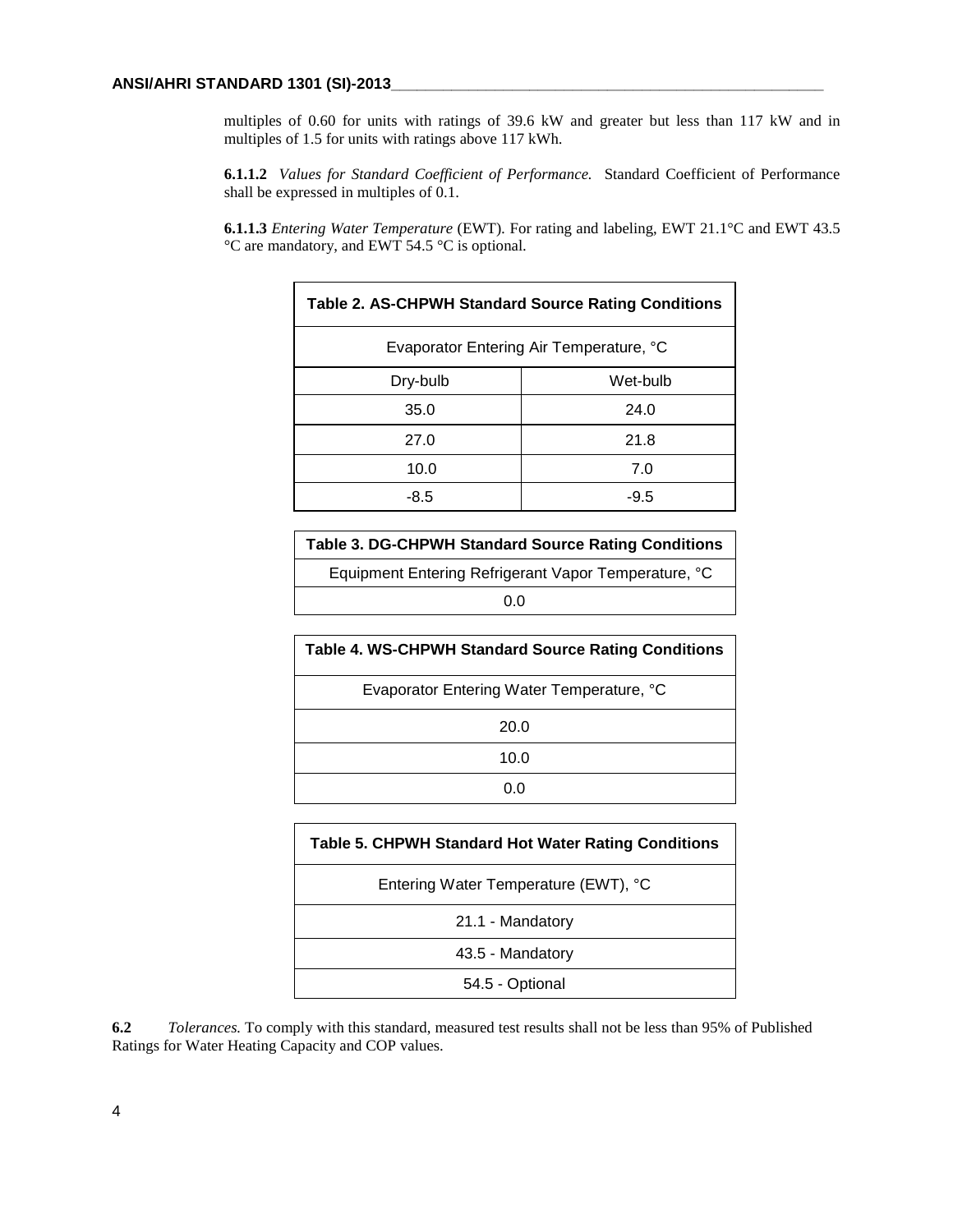multiples of 0.60 for units with ratings of 39.6 kW and greater but less than 117 kW and in multiples of 1.5 for units with ratings above 117 kWh.

**6.1.1.2** *Values for Standard Coefficient of Performance.* Standard Coefficient of Performance shall be expressed in multiples of 0.1.

**6.1.1.3** *Entering Water Temperature* (EWT). For rating and labeling, EWT 21.1°C and EWT 43.5 °C are mandatory, and EWT 54.5 °C is optional.

**Table 2. AS-CHPWH Standard Source Rating Conditions**

| Evaporator Entering Air Temperature, °C | |
|---|---|
| Dry-bulb | Wet-bulb |
| 35.0 | 24.0 |
| 27.0 | 21.8 |
| 10.0 | 7.0 |
| -8.5 | -9.5 |

**Table 3. DG-CHPWH Standard Source Rating Conditions**

| Equipment Entering Refrigerant Vapor Temperature, °C |
|---|
| 0.0 |

**Table 4. WS-CHPWH Standard Source Rating Conditions**

| Evaporator Entering Water Temperature, °C |
|---|
| 20.0 |
| 10.0 |
| 0.0 |

**Table 5. CHPWH Standard Hot Water Rating Conditions**

| Entering Water Temperature (EWT), °C |
|---|
| 21.1 - Mandatory |
| 43.5 - Mandatory |
| 54.5 - Optional |

**6.2** *Tolerances.* To comply with this standard, measured test results shall not be less than 95% of Published Ratings for Water Heating Capacity and COP values.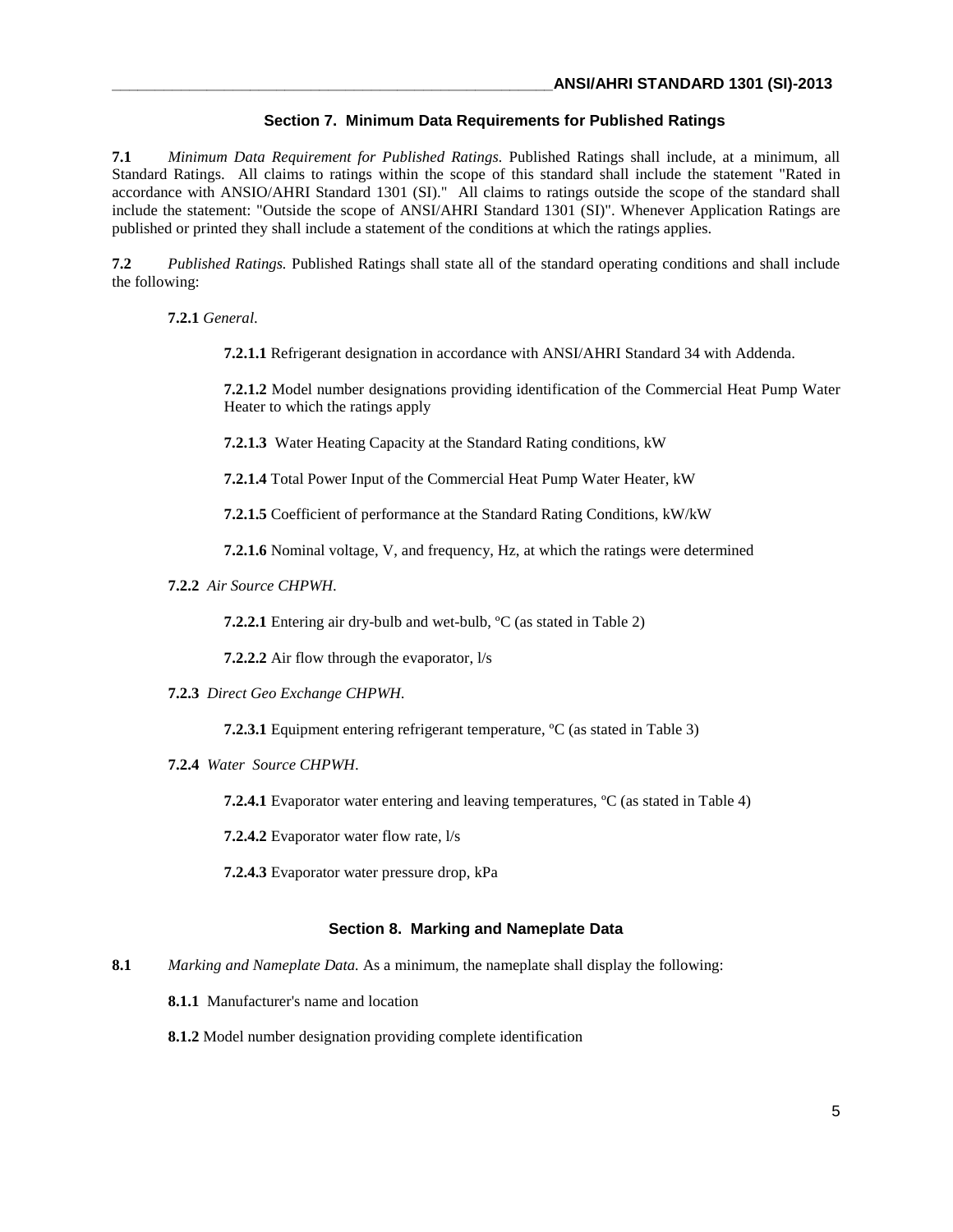## Section 7. Minimum Data Requirements for Published Ratings

**7.1** *Minimum Data Requirement for Published Ratings.* Published Ratings shall include, at a minimum, all Standard Ratings. All claims to ratings within the scope of this standard shall include the statement "Rated in accordance with ANSIO/AHRI Standard 1301 (SI)." All claims to ratings outside the scope of the standard shall include the statement: "Outside the scope of ANSI/AHRI Standard 1301 (SI)". Whenever Application Ratings are published or printed they shall include a statement of the conditions at which the ratings applies.

**7.2** *Published Ratings.* Published Ratings shall state all of the standard operating conditions and shall include the following:

**7.2.1** *General.*

**7.2.1.1** Refrigerant designation in accordance with ANSI/AHRI Standard 34 with Addenda.

**7.2.1.2** Model number designations providing identification of the Commercial Heat Pump Water Heater to which the ratings apply

**7.2.1.3** Water Heating Capacity at the Standard Rating conditions, kW

**7.2.1.4** Total Power Input of the Commercial Heat Pump Water Heater, kW

**7.2.1.5** Coefficient of performance at the Standard Rating Conditions, kW/kW

**7.2.1.6** Nominal voltage, V, and frequency, Hz, at which the ratings were determined

**7.2.2** *Air Source CHPWH.*

**7.2.2.1** Entering air dry-bulb and wet-bulb, ºC (as stated in Table 2)

**7.2.2.2** Air flow through the evaporator, l/s

**7.2.3** *Direct Geo Exchange CHPWH.*

**7.2.3.1** Equipment entering refrigerant temperature, ºC (as stated in Table 3)

**7.2.4** *Water Source CHPWH.*

**7.2.4.1** Evaporator water entering and leaving temperatures, ºC (as stated in Table 4)

**7.2.4.2** Evaporator water flow rate, l/s

**7.2.4.3** Evaporator water pressure drop, kPa

## Section 8. Marking and Nameplate Data

**8.1** *Marking and Nameplate Data.* As a minimum, the nameplate shall display the following:

**8.1.1** Manufacturer's name and location

**8.1.2** Model number designation providing complete identification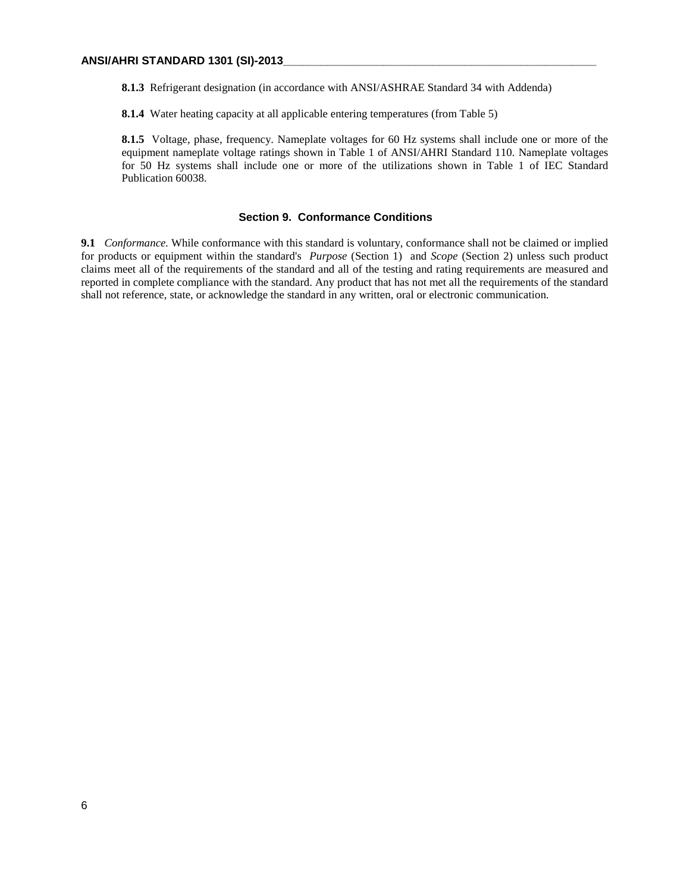**8.1.3** Refrigerant designation (in accordance with ANSI/ASHRAE Standard 34 with Addenda)

**8.1.4** Water heating capacity at all applicable entering temperatures (from Table 5)

**8.1.5** Voltage, phase, frequency. Nameplate voltages for 60 Hz systems shall include one or more of the equipment nameplate voltage ratings shown in Table 1 of ANSI/AHRI Standard 110. Nameplate voltages for 50 Hz systems shall include one or more of the utilizations shown in Table 1 of IEC Standard Publication 60038.

## Section 9. Conformance Conditions

**9.1** *Conformance.* While conformance with this standard is voluntary, conformance shall not be claimed or implied for products or equipment within the standard's *Purpose* (Section 1) and *Scope* (Section 2) unless such product claims meet all of the requirements of the standard and all of the testing and rating requirements are measured and reported in complete compliance with the standard. Any product that has not met all the requirements of the standard shall not reference, state, or acknowledge the standard in any written, oral or electronic communication.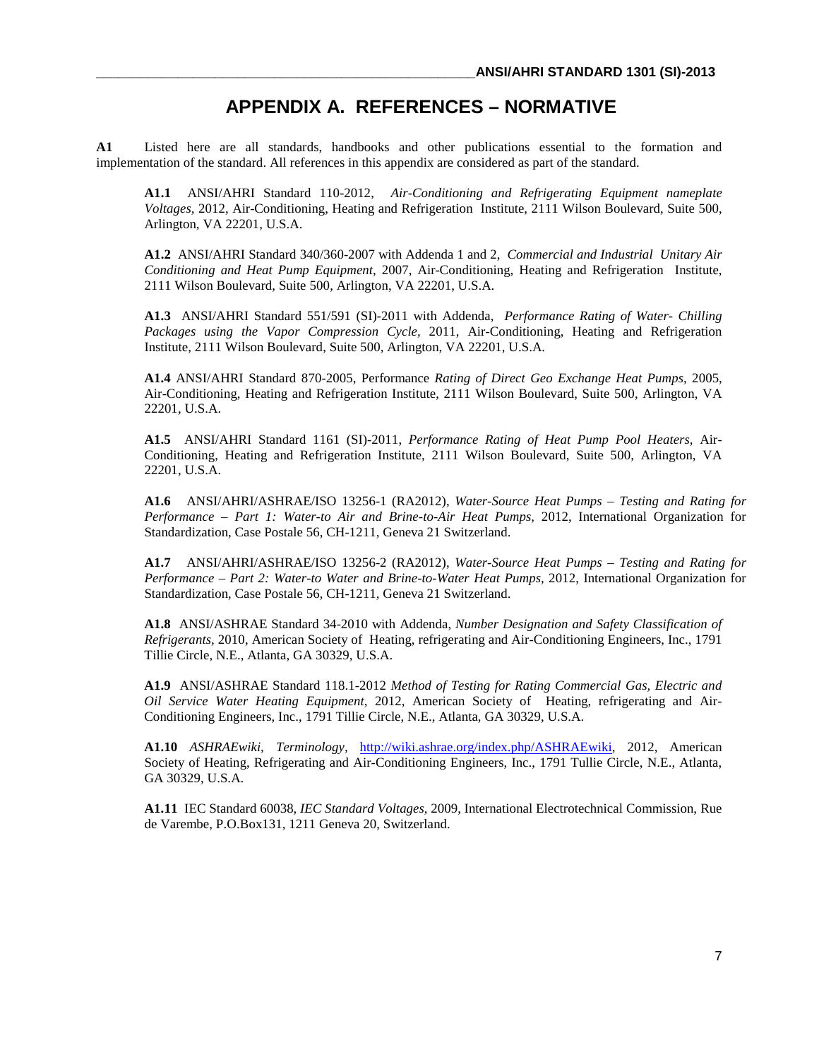# APPENDIX A. REFERENCES – NORMATIVE

**A1** Listed here are all standards, handbooks and other publications essential to the formation and implementation of the standard. All references in this appendix are considered as part of the standard.

**A1.1** ANSI/AHRI Standard 110-2012, *Air-Conditioning and Refrigerating Equipment nameplate Voltages*, 2012, Air-Conditioning, Heating and Refrigeration Institute, 2111 Wilson Boulevard, Suite 500, Arlington, VA 22201, U.S.A.

**A1.2** ANSI/AHRI Standard 340/360-2007 with Addenda 1 and 2, *Commercial and Industrial Unitary Air Conditioning and Heat Pump Equipment,* 2007, Air-Conditioning, Heating and Refrigeration Institute, 2111 Wilson Boulevard, Suite 500, Arlington, VA 22201, U.S.A.

**A1.3** ANSI/AHRI Standard 551/591 (SI)-2011 with Addenda, *Performance Rating of Water- Chilling Packages using the Vapor Compression Cycle,* 2011, Air-Conditioning, Heating and Refrigeration Institute, 2111 Wilson Boulevard, Suite 500, Arlington, VA 22201, U.S.A.

**A1.4** ANSI/AHRI Standard 870-2005, Performance *Rating of Direct Geo Exchange Heat Pumps,* 2005, Air-Conditioning, Heating and Refrigeration Institute, 2111 Wilson Boulevard, Suite 500, Arlington, VA 22201, U.S.A.

**A1.5** ANSI/AHRI Standard 1161 (SI)-2011, *Performance Rating of Heat Pump Pool Heaters,* Air-Conditioning, Heating and Refrigeration Institute, 2111 Wilson Boulevard, Suite 500, Arlington, VA 22201, U.S.A.

**A1.6** ANSI/AHRI/ASHRAE/ISO 13256-1 (RA2012), *Water-Source Heat Pumps – Testing and Rating for Performance – Part 1: Water-to Air and Brine-to-Air Heat Pumps,* 2012, International Organization for Standardization, Case Postale 56, CH-1211, Geneva 21 Switzerland.

**A1.7** ANSI/AHRI/ASHRAE/ISO 13256-2 (RA2012), *Water-Source Heat Pumps – Testing and Rating for Performance – Part 2: Water-to Water and Brine-to-Water Heat Pumps,* 2012, International Organization for Standardization, Case Postale 56, CH-1211, Geneva 21 Switzerland.

**A1.8** ANSI/ASHRAE Standard 34-2010 with Addenda, *Number Designation and Safety Classification of Refrigerants,* 2010, American Society of Heating, refrigerating and Air-Conditioning Engineers, Inc., 1791 Tillie Circle, N.E., Atlanta, GA 30329, U.S.A.

**A1.9** ANSI/ASHRAE Standard 118.1-2012 *Method of Testing for Rating Commercial Gas, Electric and Oil Service Water Heating Equipment,* 2012, American Society of Heating, refrigerating and Air-Conditioning Engineers, Inc., 1791 Tillie Circle, N.E., Atlanta, GA 30329, U.S.A.

**A1.10** *ASHRAEwiki, Terminology,* [http://wiki.ashrae.org/index.php/ASHRAEwiki](http://wiki.ashrae.org/index.php/ASHRAEwiki), 2012, American Society of Heating, Refrigerating and Air-Conditioning Engineers, Inc., 1791 Tullie Circle, N.E., Atlanta, GA 30329, U.S.A.

**A1.11** IEC Standard 60038, *IEC Standard Voltages,* 2009, International Electrotechnical Commission, Rue de Varembe, P.O.Box131, 1211 Geneva 20, Switzerland.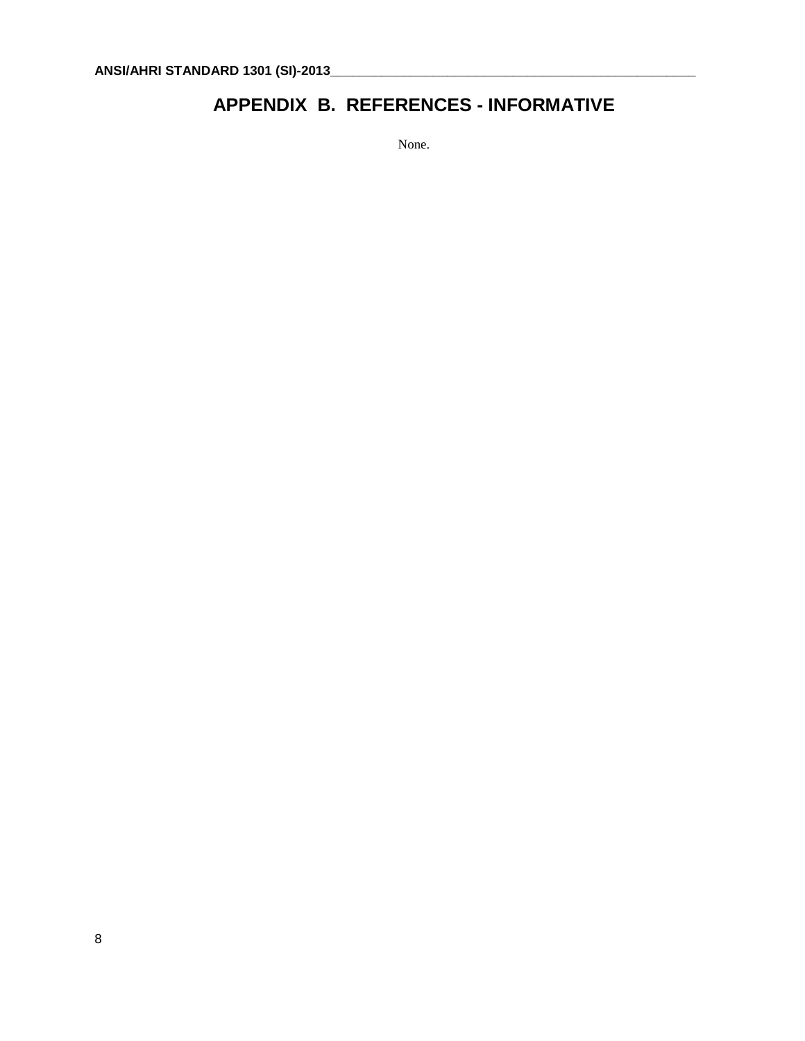# APPENDIX B. REFERENCES - INFORMATIVE

None.